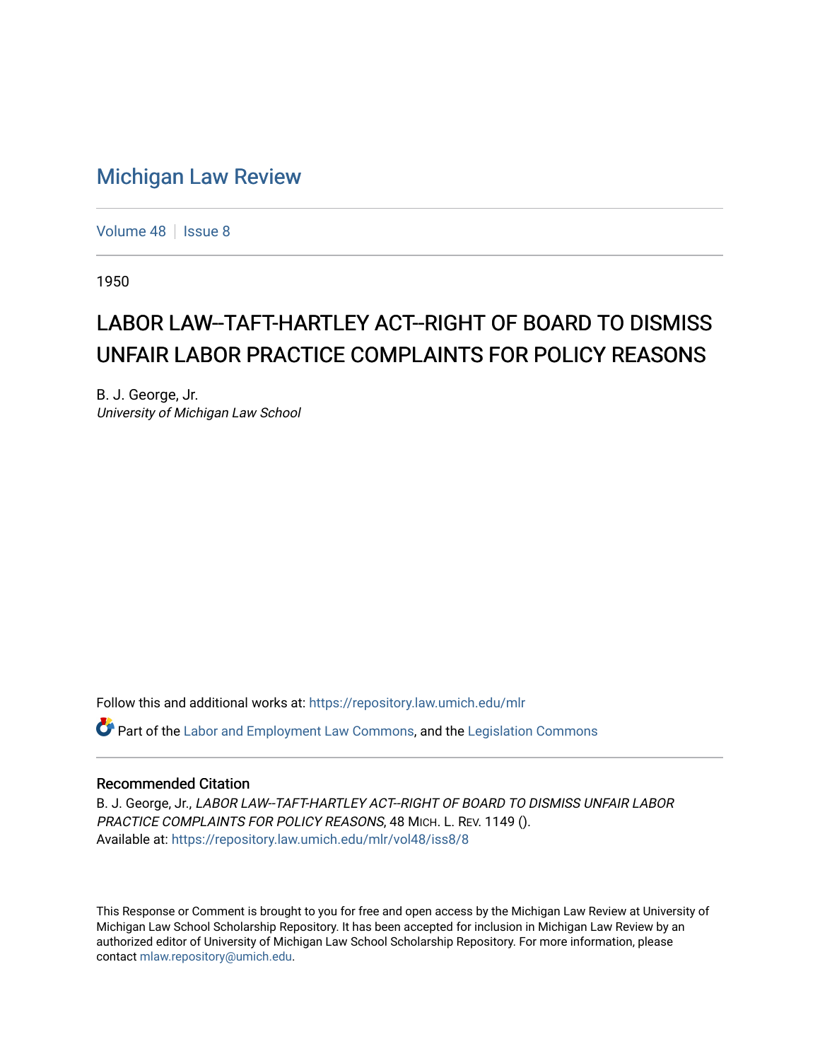# Michigan Law Review

Volume 48 | Issue 8

1950

## LABOR LAW--TAFT-HARTLEY ACT--RIGHT OF BOARD TO DISMISS UNFAIR LABOR PRACTICE COMPLAINTS FOR POLICY REASONS

B. J. George, Jr.
*University of Michigan Law School*

Follow this and additional works at: https://repository.law.umich.edu/mlr

Part of the Labor and Employment Law Commons, and the Legislation Commons

### Recommended Citation

B. J. George, Jr., *LABOR LAW--TAFT-HARTLEY ACT--RIGHT OF BOARD TO DISMISS UNFAIR LABOR PRACTICE COMPLAINTS FOR POLICY REASONS*, 48 MICH. L. REV. 1149 ().
Available at: https://repository.law.umich.edu/mlr/vol48/iss8/8

This Response or Comment is brought to you for free and open access by the Michigan Law Review at University of Michigan Law School Scholarship Repository. It has been accepted for inclusion in Michigan Law Review by an authorized editor of University of Michigan Law School Scholarship Repository. For more information, please contact mlaw.repository@umich.edu.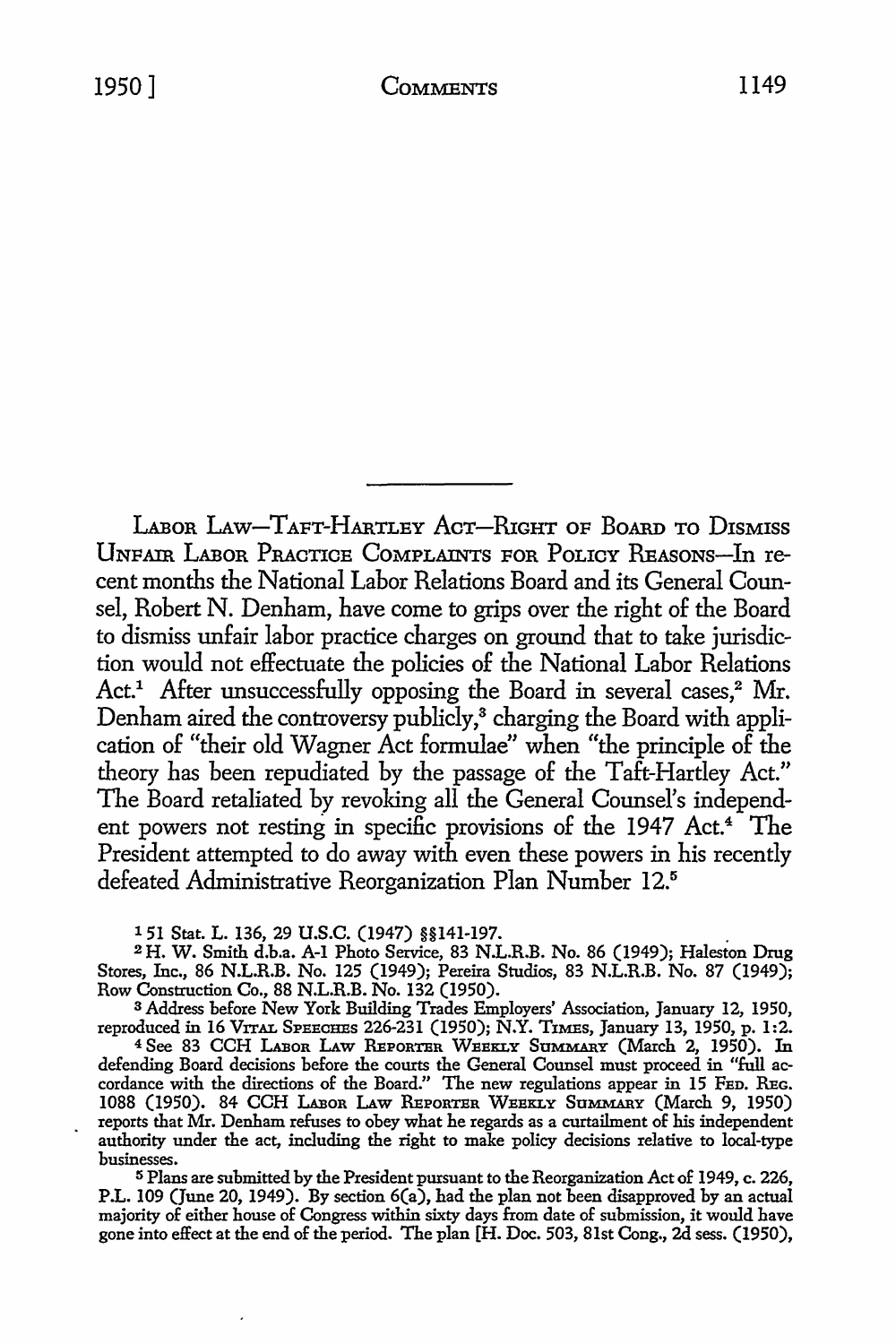---

Labor Law—Taft-Hartley Act—Right of Board to Dismiss Unfair Labor Practice Complaints for Policy Reasons—In recent months the National Labor Relations Board and its General Counsel, Robert N. Denham, have come to grips over the right of the Board to dismiss unfair labor practice charges on ground that to take jurisdiction would not effectuate the policies of the National Labor Relations Act.[1] After unsuccessfully opposing the Board in several cases,[2] Mr. Denham aired the controversy publicly,[3] charging the Board with application of "their old Wagner Act formulae" when "the principle of the theory has been repudiated by the passage of the Taft-Hartley Act." The Board retaliated by revoking all the General Counsel's independent powers not resting in specific provisions of the 1947 Act.[4] The President attempted to do away with even these powers in his recently defeated Administrative Reorganization Plan Number 12.[5]

[1] 51 Stat. L. 136, 29 U.S.C. (1947) §§141-197.

[2] H. W. Smith d.b.a. A-1 Photo Service, 83 N.L.R.B. No. 86 (1949); Haleston Drug Stores, Inc., 86 N.L.R.B. No. 125 (1949); Pereira Studios, 83 N.L.R.B. No. 87 (1949); Row Construction Co., 88 N.L.R.B. No. 132 (1950).

[3] Address before New York Building Trades Employers' Association, January 12, 1950, reproduced in 16 Vital Speeches 226-231 (1950); N.Y. Times, January 13, 1950, p. 1:2.

[4] See 83 CCH Labor Law Reporter Weekly Summary (March 2, 1950). In defending Board decisions before the courts the General Counsel must proceed in "full accordance with the directions of the Board." The new regulations appear in 15 Fed. Reg. 1088 (1950). 84 CCH Labor Law Reporter Weekly Summary (March 9, 1950) reports that Mr. Denham refuses to obey what he regards as a curtailment of his independent authority under the act, including the right to make policy decisions relative to local-type businesses.

[5] Plans are submitted by the President pursuant to the Reorganization Act of 1949, c. 226, P.L. 109 (June 20, 1949). By section 6(a), had the plan not been disapproved by an actual majority of either house of Congress within sixty days from date of submission, it would have gone into effect at the end of the period. The plan [H. Doc. 503, 81st Cong., 2d sess. (1950),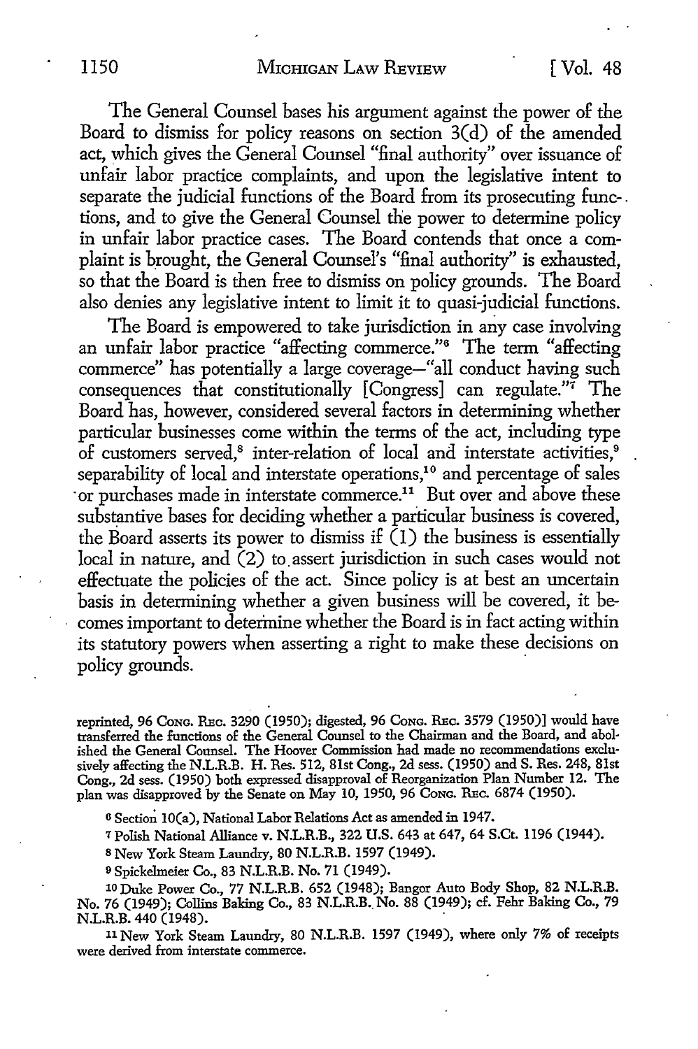The General Counsel bases his argument against the power of the Board to dismiss for policy reasons on section 3(d) of the amended act, which gives the General Counsel "final authority" over issuance of unfair labor practice complaints, and upon the legislative intent to separate the judicial functions of the Board from its prosecuting functions, and to give the General Counsel the power to determine policy in unfair labor practice cases. The Board contends that once a complaint is brought, the General Counsel's "final authority" is exhausted, so that the Board is then free to dismiss on policy grounds. The Board also denies any legislative intent to limit it to quasi-judicial functions.

The Board is empowered to take jurisdiction in any case involving an unfair labor practice "affecting commerce."[6] The term "affecting commerce" has potentially a large coverage—"all conduct having such consequences that constitutionally [Congress] can regulate."[7] The Board has, however, considered several factors in determining whether particular businesses come within the terms of the act, including type of customers served,[8] inter-relation of local and interstate activities,[9] separability of local and interstate operations,[10] and percentage of sales or purchases made in interstate commerce.[11] But over and above these substantive bases for deciding whether a particular business is covered, the Board asserts its power to dismiss if (1) the business is essentially local in nature, and (2) to assert jurisdiction in such cases would not effectuate the policies of the act. Since policy is at best an uncertain basis in determining whether a given business will be covered, it becomes important to determine whether the Board is in fact acting within its statutory powers when asserting a right to make these decisions on policy grounds.

---

reprinted, 96 CONG. REC. 3290 (1950); digested, 96 CONG. REC. 3579 (1950)] would have transferred the functions of the General Counsel to the Chairman and the Board, and abolished the General Counsel. The Hoover Commission had made no recommendations exclusively affecting the N.L.R.B. H. Res. 512, 81st Cong., 2d sess. (1950) and S. Res. 248, 81st Cong., 2d sess. (1950) both expressed disapproval of Reorganization Plan Number 12. The plan was disapproved by the Senate on May 10, 1950, 96 CONG. REC. 6874 (1950).

[6] Section 10(a), National Labor Relations Act as amended in 1947.

[7] Polish National Alliance v. N.L.R.B., 322 U.S. 643 at 647, 64 S.Ct. 1196 (1944).

[8] New York Steam Laundry, 80 N.L.R.B. 1597 (1949).

[9] Spickelmeier Co., 83 N.L.R.B. No. 71 (1949).

[10] Duke Power Co., 77 N.L.R.B. 652 (1948); Bangor Auto Body Shop, 82 N.L.R.B. No. 76 (1949); Collins Baking Co., 83 N.L.R.B. No. 88 (1949); cf. Fehr Baking Co., 79 N.L.R.B. 440 (1948).

[11] New York Steam Laundry, 80 N.L.R.B. 1597 (1949), where only 7% of receipts were derived from interstate commerce.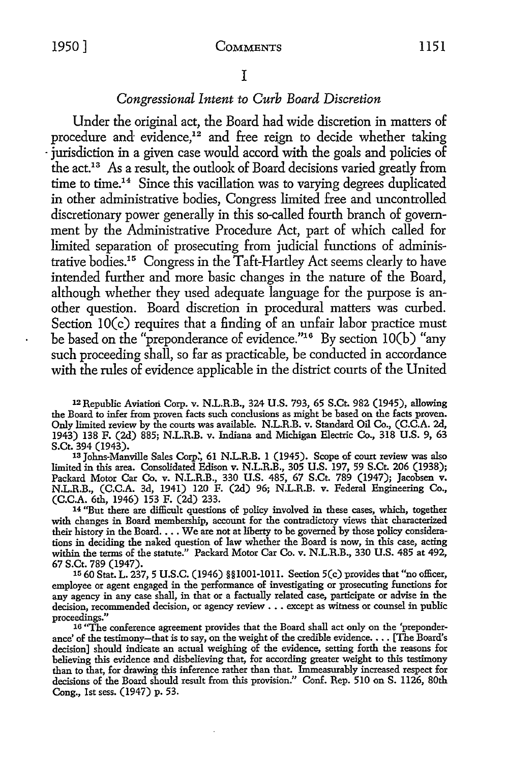## I

### *Congressional Intent to Curb Board Discretion*

Under the original act, the Board had wide discretion in matters of procedure and evidence,[12] and free reign to decide whether taking jurisdiction in a given case would accord with the goals and policies of the act.[13] As a result, the outlook of Board decisions varied greatly from time to time.[14] Since this vacillation was to varying degrees duplicated in other administrative bodies, Congress limited free and uncontrolled discretionary power generally in this so-called fourth branch of government by the Administrative Procedure Act, part of which called for limited separation of prosecuting from judicial functions of administrative bodies.[15] Congress in the Taft-Hartley Act seems clearly to have intended further and more basic changes in the nature of the Board, although whether they used adequate language for the purpose is another question. Board discretion in procedural matters was curbed. Section 10(c) requires that a finding of an unfair labor practice must be based on the "preponderance of evidence."[16] By section 10(b) "any such proceeding shall, so far as practicable, be conducted in accordance with the rules of evidence applicable in the district courts of the United

---

[12] Republic Aviation Corp. v. N.L.R.B., 324 U.S. 793, 65 S.Ct. 982 (1945), allowing the Board to infer from proven facts such conclusions as might be based on the facts proven. Only limited review by the courts was available. N.L.R.B. v. Standard Oil Co., (C.C.A. 2d, 1943) 138 F. (2d) 885; N.L.R.B. v. Indiana and Michigan Electric Co., 318 U.S. 9, 63 S.Ct. 394 (1943).

[13] Johns-Manville Sales Corp., 61 N.L.R.B. 1 (1945). Scope of court review was also limited in this area. Consolidated Edison v. N.L.R.B., 305 U.S. 197, 59 S.Ct. 206 (1938); Packard Motor Car Co. v. N.L.R.B., 330 U.S. 485, 67 S.Ct. 789 (1947); Jacobsen v. N.L.R.B., (C.C.A. 3d, 1941) 120 F. (2d) 96; N.L.R.B. v. Federal Engineering Co., (C.C.A. 6th, 1946) 153 F. (2d) 233.

[14] "But there are difficult questions of policy involved in these cases, which, together with changes in Board membership, account for the contradictory views that characterized their history in the Board. . . . We are not at liberty to be governed by those policy considerations in deciding the naked question of law whether the Board is now, in this case, acting within the terms of the statute." Packard Motor Car Co. v. N.L.R.B., 330 U.S. 485 at 492, 67 S.Ct. 789 (1947).

[15] 60 Stat. L. 237, 5 U.S.C. (1946) §§1001-1011. Section 5(c) provides that "no officer, employee or agent engaged in the performance of investigating or prosecuting functions for any agency in any case shall, in that or a factually related case, participate or advise in the decision, recommended decision, or agency review . . . except as witness or counsel in public proceedings."

[16] "The conference agreement provides that the Board shall act only on the 'preponderance' of the testimony—that is to say, on the weight of the credible evidence. . . . [The Board's decision] should indicate an actual weighing of the evidence, setting forth the reasons for believing this evidence and disbelieving that, for according greater weight to this testimony than to that, for drawing this inference rather than that. Immeasurably increased respect for decisions of the Board should result from this provision." Conf. Rep. 510 on S. 1126, 80th Cong., 1st sess. (1947) p. 53.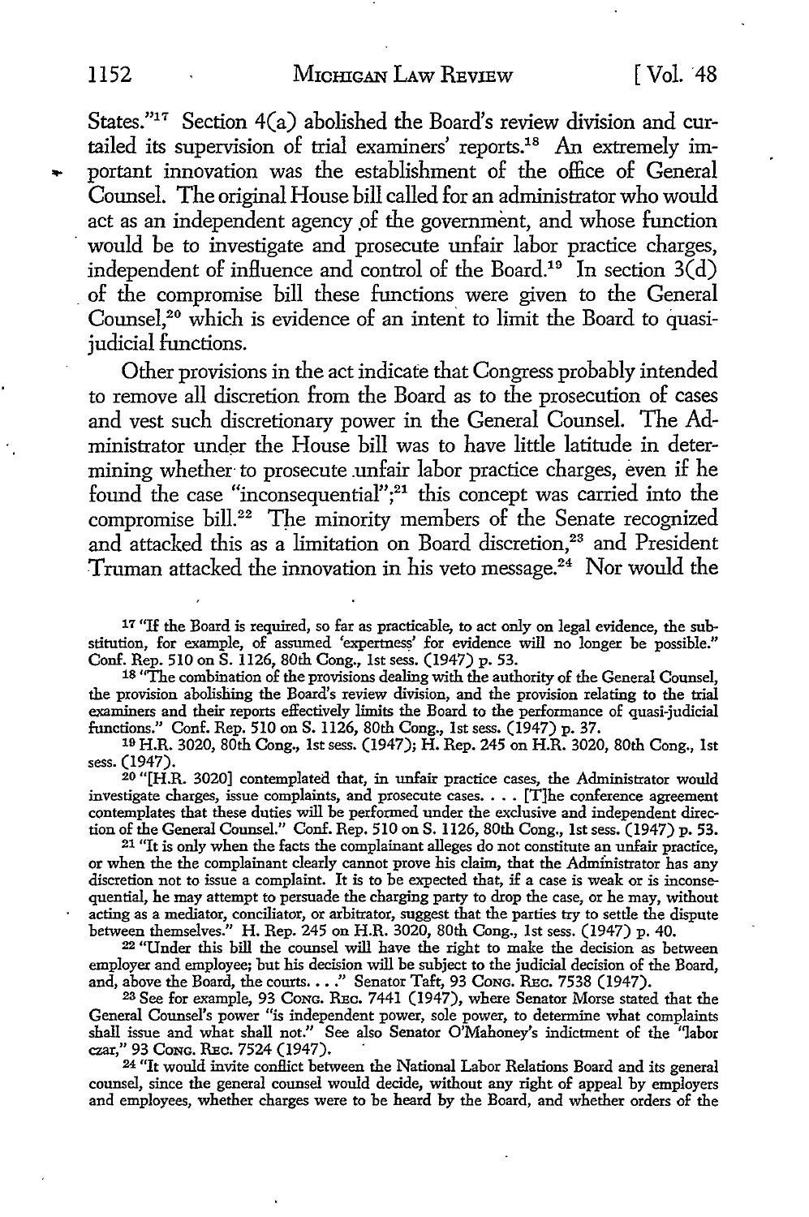States."[17] Section 4(a) abolished the Board's review division and curtailed its supervision of trial examiners' reports.[18] An extremely important innovation was the establishment of the office of General Counsel. The original House bill called for an administrator who would act as an independent agency of the government, and whose function would be to investigate and prosecute unfair labor practice charges, independent of influence and control of the Board.[19] In section 3(d) of the compromise bill these functions were given to the General Counsel,[20] which is evidence of an intent to limit the Board to quasi-judicial functions.

Other provisions in the act indicate that Congress probably intended to remove all discretion from the Board as to the prosecution of cases and vest such discretionary power in the General Counsel. The Administrator under the House bill was to have little latitude in determining whether to prosecute unfair labor practice charges, even if he found the case "inconsequential";[21] this concept was carried into the compromise bill.[22] The minority members of the Senate recognized and attacked this as a limitation on Board discretion,[23] and President Truman attacked the innovation in his veto message.[24] Nor would the

[17] "If the Board is required, so far as practicable, to act only on legal evidence, the substitution, for example, of assumed 'expertness' for evidence will no longer be possible." Conf. Rep. 510 on S. 1126, 80th Cong., 1st sess. (1947) p. 53.

[18] "The combination of the provisions dealing with the authority of the General Counsel, the provision abolishing the Board's review division, and the provision relating to the trial examiners and their reports effectively limits the Board to the performance of quasi-judicial functions." Conf. Rep. 510 on S. 1126, 80th Cong., 1st sess. (1947) p. 37.

[19] H.R. 3020, 80th Cong., 1st sess. (1947); H. Rep. 245 on H.R. 3020, 80th Cong., 1st sess. (1947).

[20] "[H.R. 3020] contemplated that, in unfair practice cases, the Administrator would investigate charges, issue complaints, and prosecute cases. . . . [T]he conference agreement contemplates that these duties will be performed under the exclusive and independent direction of the General Counsel." Conf. Rep. 510 on S. 1126, 80th Cong., 1st sess. (1947) p. 53.

[21] "It is only when the facts the complainant alleges do not constitute an unfair practice, or when the the complainant clearly cannot prove his claim, that the Administrator has any discretion not to issue a complaint. It is to be expected that, if a case is weak or is inconsequential, he may attempt to persuade the charging party to drop the case, or he may, without acting as a mediator, conciliator, or arbitrator, suggest that the parties try to settle the dispute between themselves." H. Rep. 245 on H.R. 3020, 80th Cong., 1st sess. (1947) p. 40.

[22] "Under this bill the counsel will have the right to make the decision as between employer and employee; but his decision will be subject to the judicial decision of the Board, and, above the Board, the courts. . . ." Senator Taft, 93 Cong. Rec. 7538 (1947).

[23] See for example, 93 Cong. Rec. 7441 (1947), where Senator Morse stated that the General Counsel's power "is independent power, sole power, to determine what complaints shall issue and what shall not." See also Senator O'Mahoney's indictment of the "labor czar," 93 Cong. Rec. 7524 (1947).

[24] "It would invite conflict between the National Labor Relations Board and its general counsel, since the general counsel would decide, without any right of appeal by employers and employees, whether charges were to be heard by the Board, and whether orders of the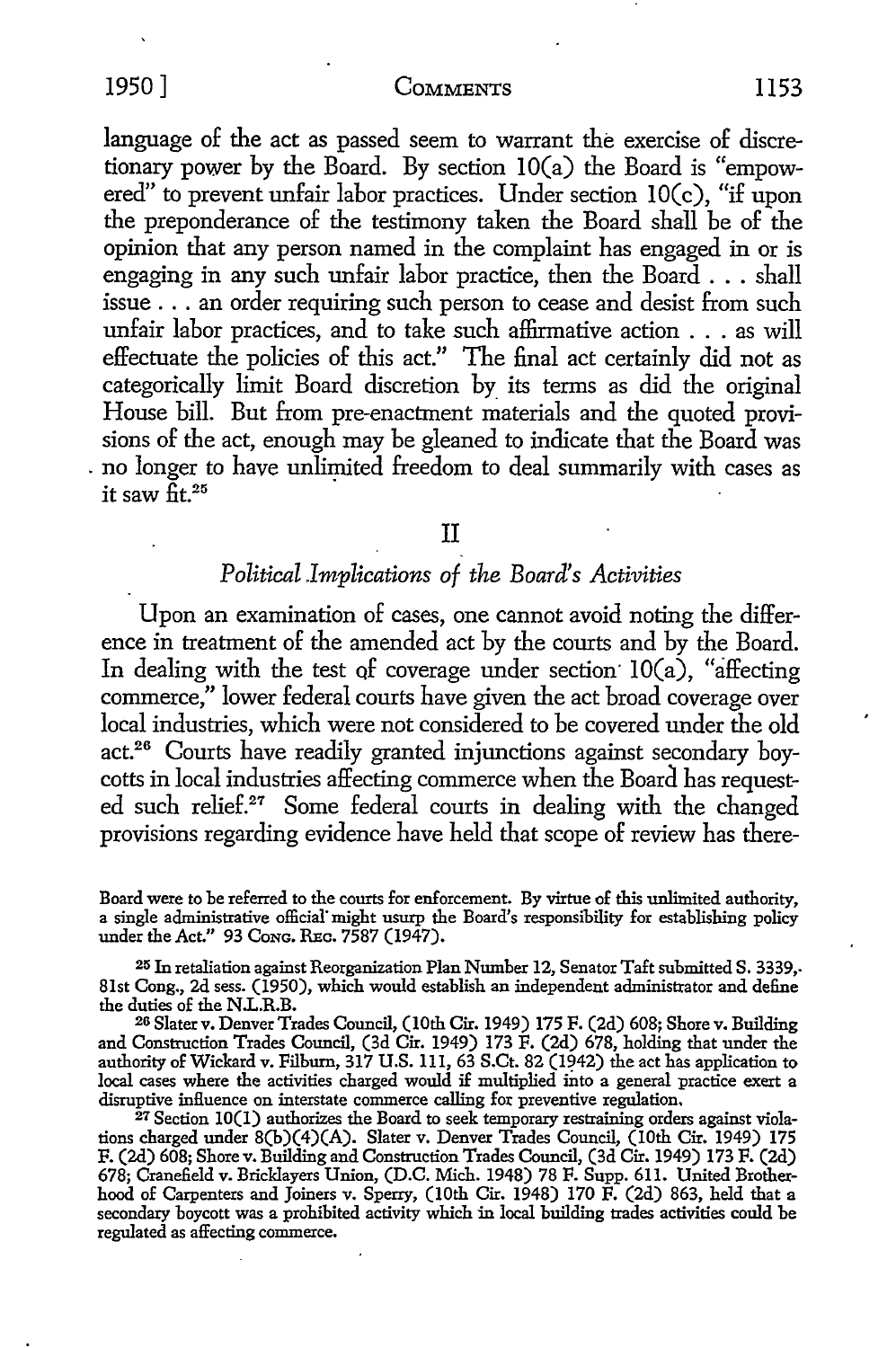language of the act as passed seem to warrant the exercise of discretionary power by the Board. By section 10(a) the Board is "empowered" to prevent unfair labor practices. Under section 10(c), "if upon the preponderance of the testimony taken the Board shall be of the opinion that any person named in the complaint has engaged in or is engaging in any such unfair labor practice, then the Board . . . shall issue . . . an order requiring such person to cease and desist from such unfair labor practices, and to take such affirmative action . . . as will effectuate the policies of this act." The final act certainly did not as categorically limit Board discretion by its terms as did the original House bill. But from pre-enactment materials and the quoted provisions of the act, enough may be gleaned to indicate that the Board was no longer to have unlimited freedom to deal summarily with cases as it saw fit.[25]

## II

### *Political Implications of the Board's Activities*

Upon an examination of cases, one cannot avoid noting the difference in treatment of the amended act by the courts and by the Board. In dealing with the test of coverage under section 10(a), "affecting commerce," lower federal courts have given the act broad coverage over local industries, which were not considered to be covered under the old act.[26] Courts have readily granted injunctions against secondary boycotts in local industries affecting commerce when the Board has requested such relief.[27] Some federal courts in dealing with the changed provisions regarding evidence have held that scope of review has there-

---

Board were to be referred to the courts for enforcement. By virtue of this unlimited authority, a single administrative official might usurp the Board's responsibility for establishing policy under the Act." 93 Cong. Rec. 7587 (1947).

[25] In retaliation against Reorganization Plan Number 12, Senator Taft submitted S. 3339, 81st Cong., 2d sess. (1950), which would establish an independent administrator and define the duties of the N.L.R.B.

[26] Slater v. Denver Trades Council, (10th Cir. 1949) 175 F. (2d) 608; Shore v. Building and Construction Trades Council, (3d Cir. 1949) 173 F. (2d) 678, holding that under the authority of Wickard v. Filburn, 317 U.S. 111, 63 S.Ct. 82 (1942) the act has application to local cases where the activities charged would if multiplied into a general practice exert a disruptive influence on interstate commerce calling for preventive regulation.

[27] Section 10(l) authorizes the Board to seek temporary restraining orders against violations charged under 8(b)(4)(A). Slater v. Denver Trades Council, (10th Cir. 1949) 175 F. (2d) 608; Shore v. Building and Construction Trades Council, (3d Cir. 1949) 173 F. (2d) 678; Cranefield v. Bricklayers Union, (D.C. Mich. 1948) 78 F. Supp. 611. United Brotherhood of Carpenters and Joiners v. Sperry, (10th Cir. 1948) 170 F. (2d) 863, held that a secondary boycott was a prohibited activity which in local building trades activities could be regulated as affecting commerce.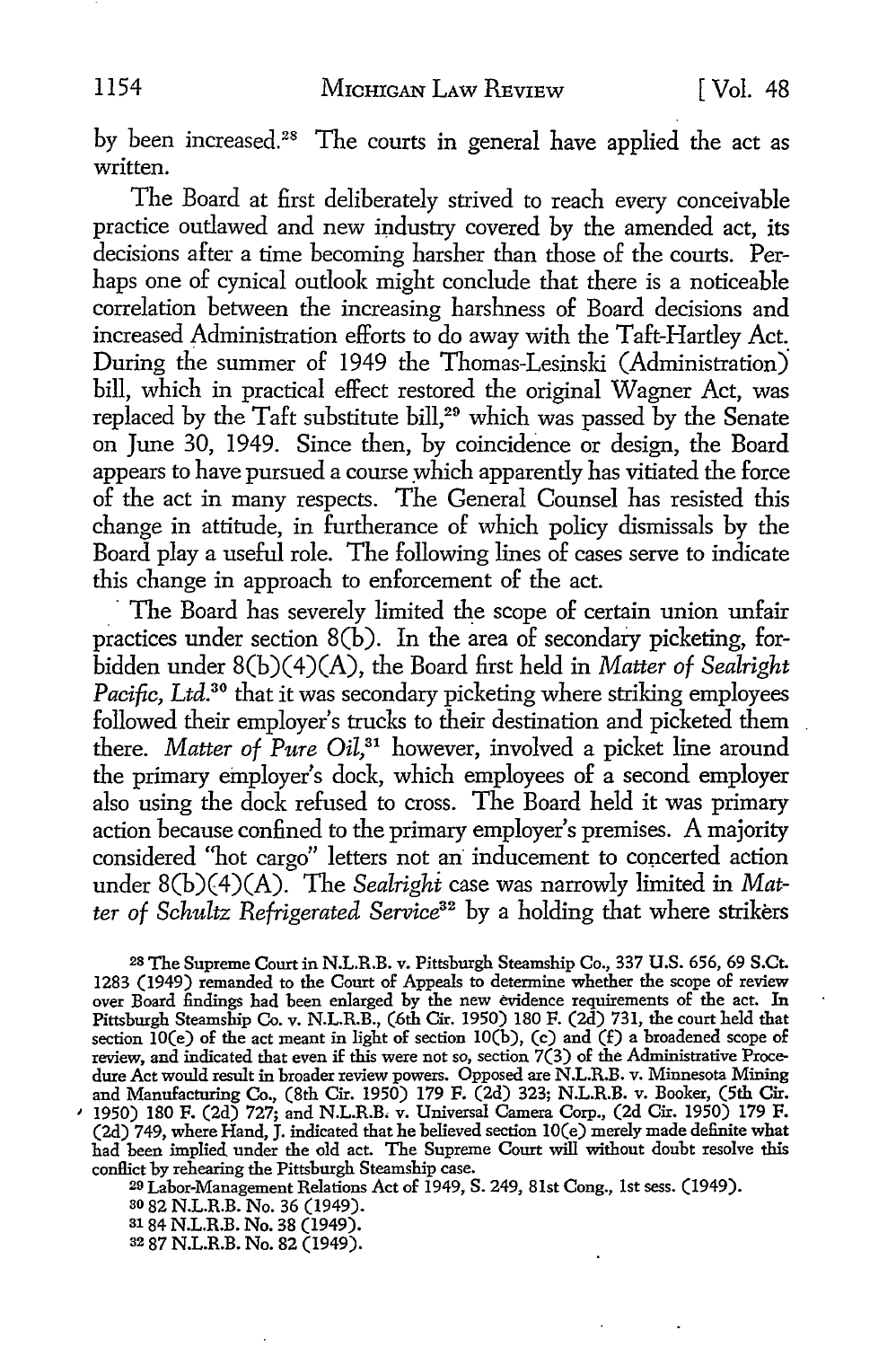by been increased.[28] The courts in general have applied the act as written.

The Board at first deliberately strived to reach every conceivable practice outlawed and new industry covered by the amended act, its decisions after a time becoming harsher than those of the courts. Perhaps one of cynical outlook might conclude that there is a noticeable correlation between the increasing harshness of Board decisions and increased Administration efforts to do away with the Taft-Hartley Act. During the summer of 1949 the Thomas-Lesinski (Administration) bill, which in practical effect restored the original Wagner Act, was replaced by the Taft substitute bill,[29] which was passed by the Senate on June 30, 1949. Since then, by coincidence or design, the Board appears to have pursued a course which apparently has vitiated the force of the act in many respects. The General Counsel has resisted this change in attitude, in furtherance of which policy dismissals by the Board play a useful role. The following lines of cases serve to indicate this change in approach to enforcement of the act.

The Board has severely limited the scope of certain union unfair practices under section 8(b). In the area of secondary picketing, forbidden under 8(b)(4)(A), the Board first held in *Matter of Sealright Pacific, Ltd.*[30] that it was secondary picketing where striking employees followed their employer's trucks to their destination and picketed them there. *Matter of Pure Oil,*[31] however, involved a picket line around the primary employer's dock, which employees of a second employer also using the dock refused to cross. The Board held it was primary action because confined to the primary employer's premises. A majority considered "hot cargo" letters not an inducement to concerted action under 8(b)(4)(A). The *Sealright* case was narrowly limited in *Matter of Schultz Refrigerated Service*[32] by a holding that where strikers

---

[28] The Supreme Court in N.L.R.B. v. Pittsburgh Steamship Co., 337 U.S. 656, 69 S.Ct. 1283 (1949) remanded to the Court of Appeals to determine whether the scope of review over Board findings had been enlarged by the new evidence requirements of the act. In Pittsburgh Steamship Co. v. N.L.R.B., (6th Cir. 1950) 180 F. (2d) 731, the court held that section 10(e) of the act meant in light of section 10(b), (c) and (f) a broadened scope of review, and indicated that even if this were not so, section 7(3) of the Administrative Procedure Act would result in broader review powers. Opposed are N.L.R.B. v. Minnesota Mining and Manufacturing Co., (8th Cir. 1950) 179 F. (2d) 323; N.L.R.B. v. Booker, (5th Cir. 1950) 180 F. (2d) 727; and N.L.R.B. v. Universal Camera Corp., (2d Cir. 1950) 179 F. (2d) 749, where Hand, J. indicated that he believed section 10(e) merely made definite what had been implied under the old act. The Supreme Court will without doubt resolve this conflict by rehearing the Pittsburgh Steamship case.

[29] Labor-Management Relations Act of 1949, S. 249, 81st Cong., 1st sess. (1949).

[30] 82 N.L.R.B. No. 36 (1949).

[31] 84 N.L.R.B. No. 38 (1949).

[32] 87 N.L.R.B. No. 82 (1949).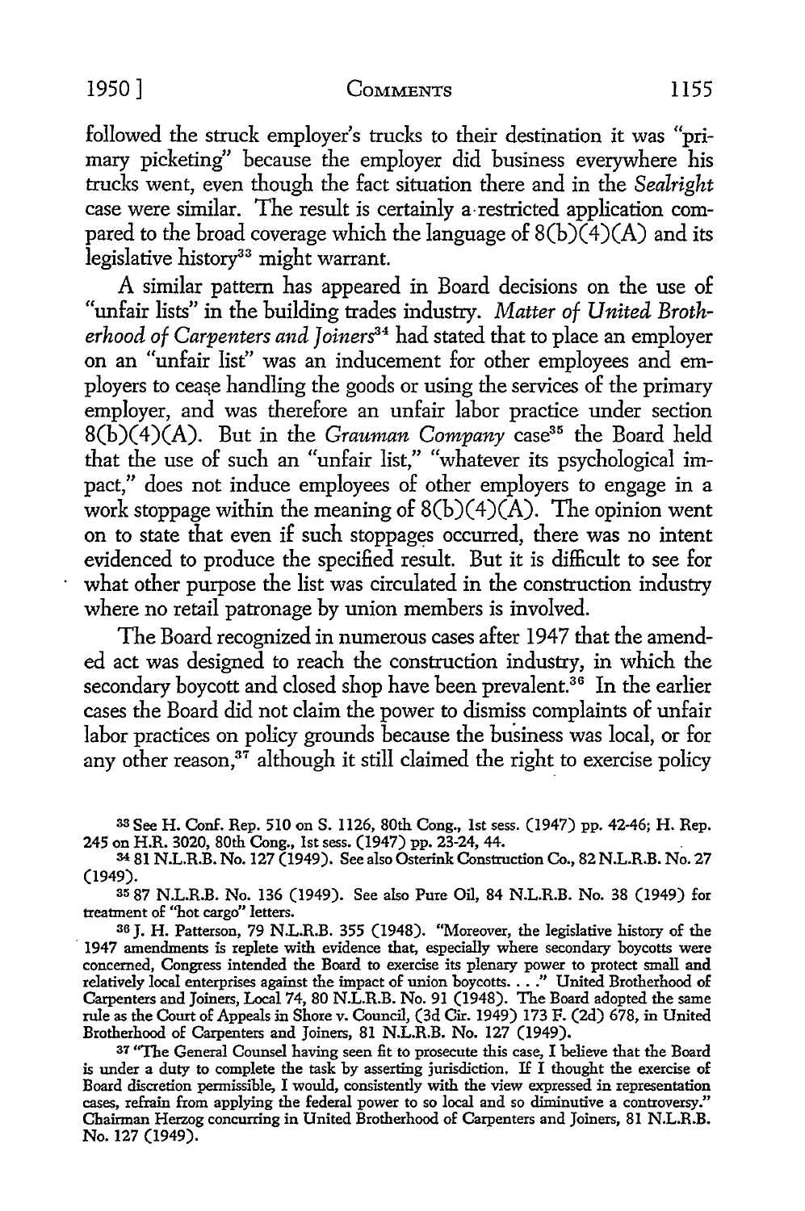followed the struck employer's trucks to their destination it was "primary picketing" because the employer did business everywhere his trucks went, even though the fact situation there and in the *Sealright* case were similar. The result is certainly a restricted application compared to the broad coverage which the language of 8(b)(4)(A) and its legislative history[33] might warrant.

A similar pattern has appeared in Board decisions on the use of "unfair lists" in the building trades industry. *Matter of United Brotherhood of Carpenters and Joiners*[34] had stated that to place an employer on an "unfair list" was an inducement for other employees and employers to cease handling the goods or using the services of the primary employer, and was therefore an unfair labor practice under section 8(b)(4)(A). But in the *Grauman Company* case[35] the Board held that the use of such an "unfair list," "whatever its psychological impact," does not induce employees of other employers to engage in a work stoppage within the meaning of 8(b)(4)(A). The opinion went on to state that even if such stoppages occurred, there was no intent evidenced to produce the specified result. But it is difficult to see for what other purpose the list was circulated in the construction industry where no retail patronage by union members is involved.

The Board recognized in numerous cases after 1947 that the amended act was designed to reach the construction industry, in which the secondary boycott and closed shop have been prevalent.[36] In the earlier cases the Board did not claim the power to dismiss complaints of unfair labor practices on policy grounds because the business was local, or for any other reason,[37] although it still claimed the right to exercise policy

---

[33] See H. Conf. Rep. 510 on S. 1126, 80th Cong., 1st sess. (1947) pp. 42-46; H. Rep. 245 on H.R. 3020, 80th Cong., 1st sess. (1947) pp. 23-24, 44.

[34] 81 N.L.R.B. No. 127 (1949). See also Osterink Construction Co., 82 N.L.R.B. No. 27 (1949).

[35] 87 N.L.R.B. No. 136 (1949). See also Pure Oil, 84 N.L.R.B. No. 38 (1949) for treatment of "hot cargo" letters.

[36] J. H. Patterson, 79 N.L.R.B. 355 (1948). "Moreover, the legislative history of the 1947 amendments is replete with evidence that, especially where secondary boycotts were concerned, Congress intended the Board to exercise its plenary power to protect small and relatively local enterprises against the impact of union boycotts. . . ." United Brotherhood of Carpenters and Joiners, Local 74, 80 N.L.R.B. No. 91 (1948). The Board adopted the same rule as the Court of Appeals in Shore v. Council, (3d Cir. 1949) 173 F. (2d) 678, in United Brotherhood of Carpenters and Joiners, 81 N.L.R.B. No. 127 (1949).

[37] "The General Counsel having seen fit to prosecute this case, I believe that the Board is under a duty to complete the task by asserting jurisdiction. If I thought the exercise of Board discretion permissible, I would, consistently with the view expressed in representation cases, refrain from applying the federal power to so local and so diminutive a controversy." Chairman Herzog concurring in United Brotherhood of Carpenters and Joiners, 81 N.L.R.B. No. 127 (1949).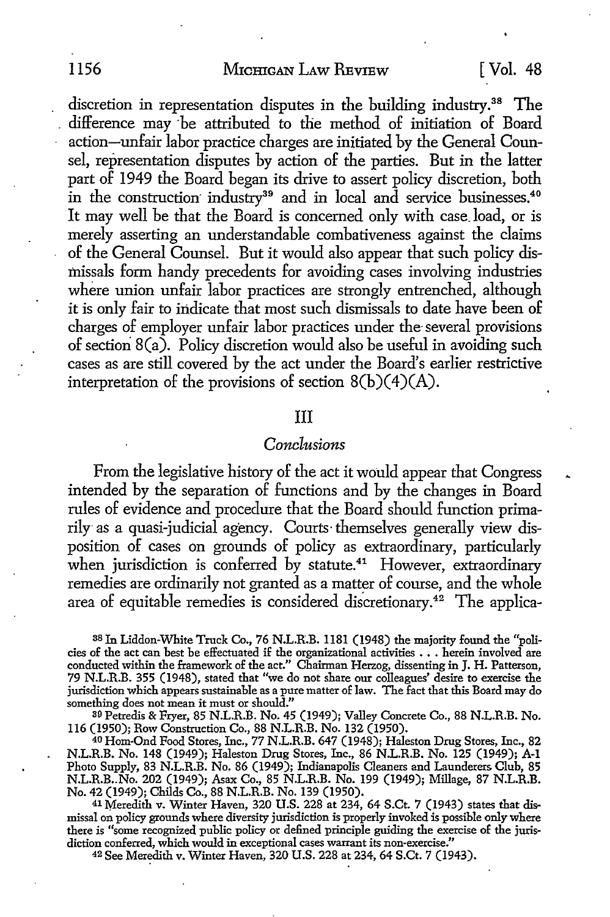discretion in representation disputes in the building industry.[38] The difference may be attributed to the method of initiation of Board action—unfair labor practice charges are initiated by the General Counsel, representation disputes by action of the parties. But in the latter part of 1949 the Board began its drive to assert policy discretion, both in the construction industry[39] and in local and service businesses.[40] It may well be that the Board is concerned only with case load, or is merely asserting an understandable combativeness against the claims of the General Counsel. But it would also appear that such policy dismissals form handy precedents for avoiding cases involving industries where union unfair labor practices are strongly entrenched, although it is only fair to indicate that most such dismissals to date have been of charges of employer unfair labor practices under the several provisions of section 8(a). Policy discretion would also be useful in avoiding such cases as are still covered by the act under the Board's earlier restrictive interpretation of the provisions of section 8(b)(4)(A).

## III

### *Conclusions*

From the legislative history of the act it would appear that Congress intended by the separation of functions and by the changes in Board rules of evidence and procedure that the Board should function primarily as a quasi-judicial agency. Courts themselves generally view disposition of cases on grounds of policy as extraordinary, particularly when jurisdiction is conferred by statute.[41] However, extraordinary remedies are ordinarily not granted as a matter of course, and the whole area of equitable remedies is considered discretionary.[42] The applica-

[38] In Liddon-White Truck Co., 76 N.L.R.B. 1181 (1948) the majority found the "policies of the act can best be effectuated if the organizational activities . . . herein involved are conducted within the framework of the act." Chairman Herzog, dissenting in J. H. Patterson, 79 N.L.R.B. 355 (1948), stated that "we do not share our colleagues' desire to exercise the jurisdiction which appears sustainable as a pure matter of law. The fact that this Board may do something does not mean it must or should."

[39] Petredis & Fryer, 85 N.L.R.B. No. 45 (1949); Valley Concrete Co., 88 N.L.R.B. No. 116 (1950); Row Construction Co., 88 N.L.R.B. No. 132 (1950).

[40] Hom-Ond Food Stores, Inc., 77 N.L.R.B. 647 (1948); Haleston Drug Stores, Inc., 82 N.L.R.B. No. 148 (1949); Haleston Drug Stores, Inc., 86 N.L.R.B. No. 125 (1949); A-1 Photo Supply, 83 N.L.R.B. No. 86 (1949); Indianapolis Cleaners and Launderers Club, 85 N.L.R.B. No. 202 (1949); Asax Co., 85 N.L.R.B. No. 199 (1949); Millage, 87 N.L.R.B. No. 42 (1949); Childs Co., 88 N.L.R.B. No. 139 (1950).

[41] Meredith v. Winter Haven, 320 U.S. 228 at 234, 64 S.Ct. 7 (1943) states that dismissal on policy grounds where diversity jurisdiction is properly invoked is possible only where there is "some recognized public policy or defined principle guiding the exercise of the jurisdiction conferred, which would in exceptional cases warrant its non-exercise."

[42] See Meredith v. Winter Haven, 320 U.S. 228 at 234, 64 S.Ct. 7 (1943).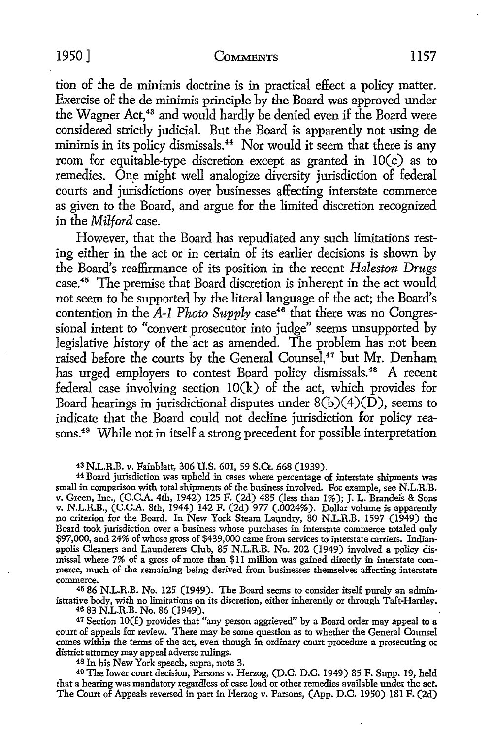tion of the de minimis doctrine is in practical effect a policy matter. Exercise of the de minimis principle by the Board was approved under the Wagner Act,[43] and would hardly be denied even if the Board were considered strictly judicial. But the Board is apparently not using de minimis in its policy dismissals.[44] Nor would it seem that there is any room for equitable-type discretion except as granted in 10(c) as to remedies. One might well analogize diversity jurisdiction of federal courts and jurisdictions over businesses affecting interstate commerce as given to the Board, and argue for the limited discretion recognized in the *Milford* case.

However, that the Board has repudiated any such limitations resting either in the act or in certain of its earlier decisions is shown by the Board's reaffirmance of its position in the recent *Haleston Drugs* case.[45] The premise that Board discretion is inherent in the act would not seem to be supported by the literal language of the act; the Board's contention in the *A-1 Photo Supply* case[46] that there was no Congressional intent to "convert prosecutor into judge" seems unsupported by legislative history of the act as amended. The problem has not been raised before the courts by the General Counsel,[47] but Mr. Denham has urged employers to contest Board policy dismissals.[48] A recent federal case involving section 10(k) of the act, which provides for Board hearings in jurisdictional disputes under 8(b)(4)(D), seems to indicate that the Board could not decline jurisdiction for policy reasons.[49] While not in itself a strong precedent for possible interpretation

---

[43] N.L.R.B. v. Fainblatt, 306 U.S. 601, 59 S.Ct. 668 (1939).

[44] Board jurisdiction was upheld in cases where percentage of interstate shipments was small in comparison with total shipments of the business involved. For example, see N.L.R.B. v. Green, Inc., (C.C.A. 4th, 1942) 125 F. (2d) 485 (less than 1%); J. L. Brandeis & Sons v. N.L.R.B., (C.C.A. 8th, 1944) 142 F. (2d) 977 (.0024%). Dollar volume is apparently no criterion for the Board. In New York Steam Laundry, 80 N.L.R.B. 1597 (1949) the Board took jurisdiction over a business whose purchases in interstate commerce totaled only $97,000, and 24% of whose gross of $439,000 came from services to interstate carriers. Indianapolis Cleaners and Launderers Club, 85 N.L.R.B. No. 202 (1949) involved a policy dismissal where 7% of a gross of more than $11 million was gained directly in interstate commerce, much of the remaining being derived from businesses themselves affecting interstate commerce.

[45] 86 N.L.R.B. No. 125 (1949). The Board seems to consider itself purely an administrative body, with no limitations on its discretion, either inherently or through Taft-Hartley.

[46] 83 N.L.R.B. No. 86 (1949).

[47] Section 10(f) provides that "any person aggrieved" by a Board order may appeal to a court of appeals for review. There may be some question as to whether the General Counsel comes within the terms of the act, even though in ordinary court procedure a prosecuting or district attorney may appeal adverse rulings.

[48] In his New York speech, supra, note 3.

[49] The lower court decision, Parsons v. Herzog, (D.C. D.C. 1949) 85 F. Supp. 19, held that a hearing was mandatory regardless of case load or other remedies available under the act. The Court of Appeals reversed in part in Herzog v. Parsons, (App. D.C. 1950) 181 F. (2d)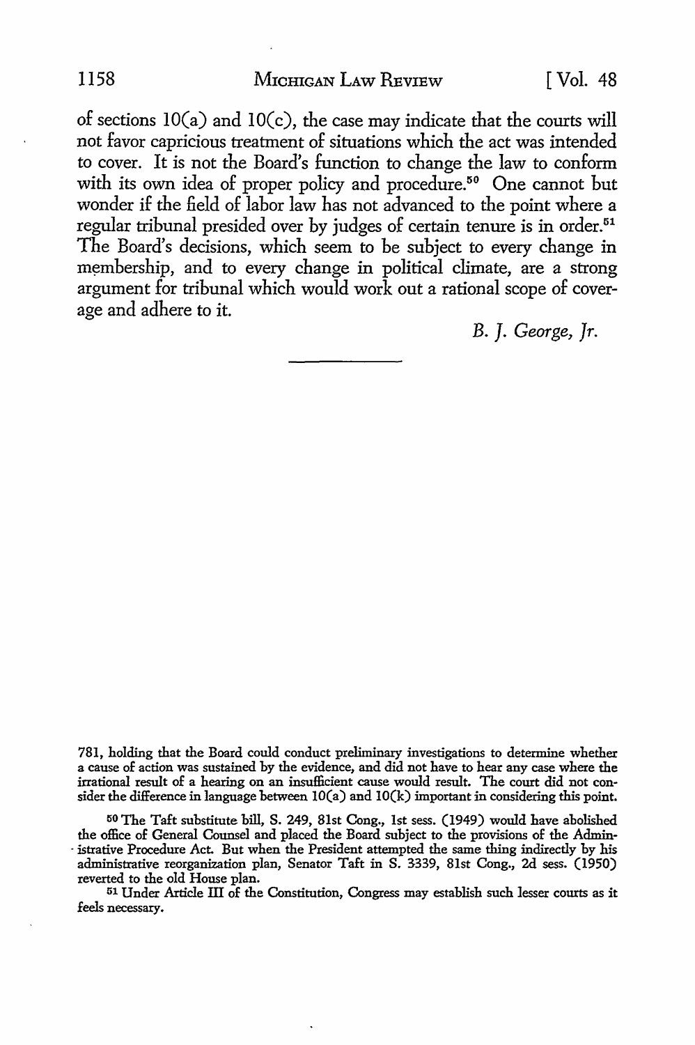of sections 10(a) and 10(c), the case may indicate that the courts will not favor capricious treatment of situations which the act was intended to cover. It is not the Board's function to change the law to conform with its own idea of proper policy and procedure.[50] One cannot but wonder if the field of labor law has not advanced to the point where a regular tribunal presided over by judges of certain tenure is in order.[51] The Board's decisions, which seem to be subject to every change in membership, and to every change in political climate, are a strong argument for tribunal which would work out a rational scope of coverage and adhere to it.

*B. J. George, Jr.*

---

781, holding that the Board could conduct preliminary investigations to determine whether a cause of action was sustained by the evidence, and did not have to hear any case where the irrational result of a hearing on an insufficient cause would result. The court did not consider the difference in language between 10(a) and 10(k) important in considering this point.

[50] The Taft substitute bill, S. 249, 81st Cong., 1st sess. (1949) would have abolished the office of General Counsel and placed the Board subject to the provisions of the Administrative Procedure Act. But when the President attempted the same thing indirectly by his administrative reorganization plan, Senator Taft in S. 3339, 81st Cong., 2d sess. (1950) reverted to the old House plan.

[51] Under Article III of the Constitution, Congress may establish such lesser courts as it feels necessary.